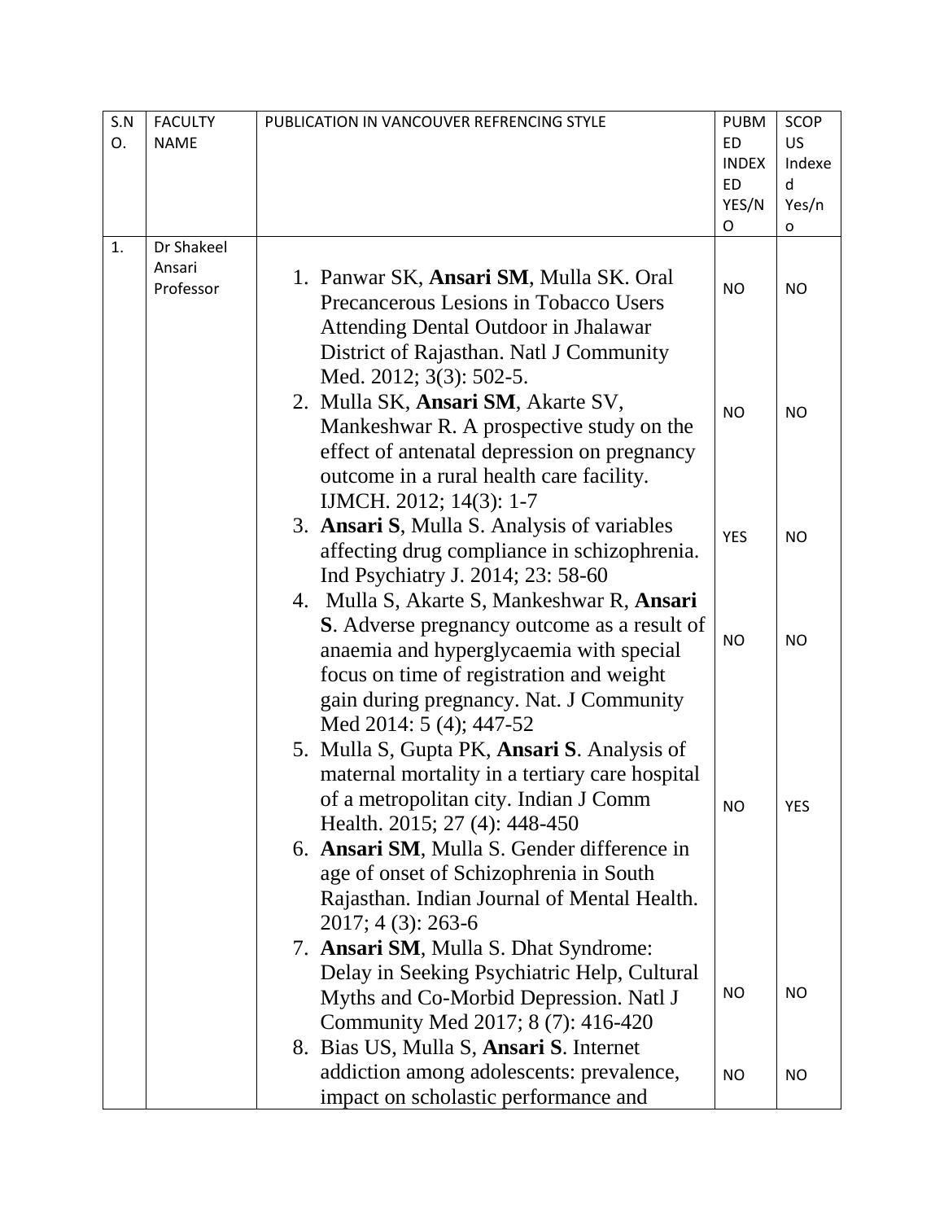| S.NO. | FACULTY NAME | PUBLICATION IN VANCOUVER REFRENCING STYLE | PUBMED INDEXED YES/NO | SCOPUS Indexed Yes/no |
|---|---|---|---|---|
| 1. | Dr Shakeel Ansari Professor | 1. Panwar SK, **Ansari SM**, Mulla SK. Oral Precancerous Lesions in Tobacco Users Attending Dental Outdoor in Jhalawar District of Rajasthan. Natl J Community Med. 2012; 3(3): 502-5. | NO | NO |
| | | 2. Mulla SK, **Ansari SM**, Akarte SV, Mankeshwar R. A prospective study on the effect of antenatal depression on pregnancy outcome in a rural health care facility. IJMCH. 2012; 14(3): 1-7 | NO | NO |
| | | 3. **Ansari S**, Mulla S. Analysis of variables affecting drug compliance in schizophrenia. Ind Psychiatry J. 2014; 23: 58-60 | YES | NO |
| | | 4. Mulla S, Akarte S, Mankeshwar R, **Ansari S**. Adverse pregnancy outcome as a result of anaemia and hyperglycaemia with special focus on time of registration and weight gain during pregnancy. Nat. J Community Med 2014: 5 (4); 447-52 | NO | NO |
| | | 5. Mulla S, Gupta PK, **Ansari S**. Analysis of maternal mortality in a tertiary care hospital of a metropolitan city. Indian J Comm Health. 2015; 27 (4): 448-450 | NO | YES |
| | | 6. **Ansari SM**, Mulla S. Gender difference in age of onset of Schizophrenia in South Rajasthan. Indian Journal of Mental Health. 2017; 4 (3): 263-6 | | |
| | | 7. **Ansari SM**, Mulla S. Dhat Syndrome: Delay in Seeking Psychiatric Help, Cultural Myths and Co-Morbid Depression. Natl J Community Med 2017; 8 (7): 416-420 | NO | NO |
| | | 8. Bias US, Mulla S, **Ansari S**. Internet addiction among adolescents: prevalence, impact on scholastic performance and | NO | NO |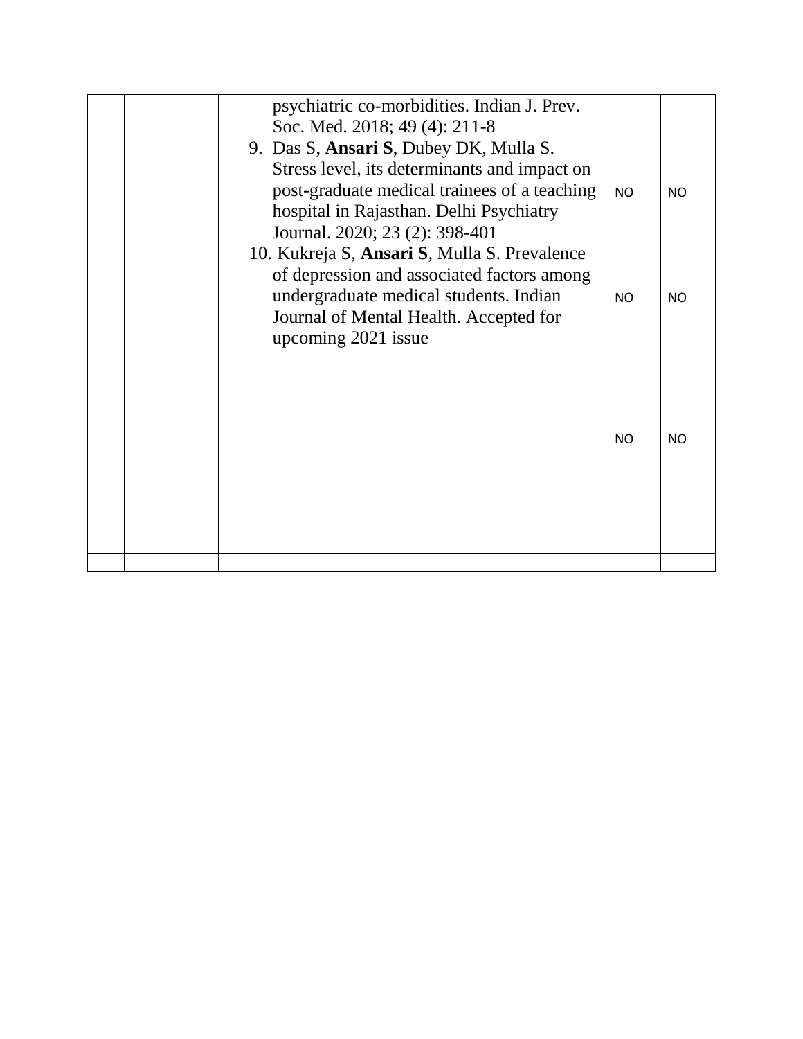| | | | | |
|---|---|---|---|---|
| | | psychiatric co-morbidities. Indian J. Prev. Soc. Med. 2018; 49 (4): 211-8<br>9. Das S, **Ansari S**, Dubey DK, Mulla S. Stress level, its determinants and impact on post-graduate medical trainees of a teaching hospital in Rajasthan. Delhi Psychiatry Journal. 2020; 23 (2): 398-401<br>10. Kukreja S, **Ansari S**, Mulla S. Prevalence of depression and associated factors among undergraduate medical students. Indian Journal of Mental Health. Accepted for upcoming 2021 issue | NO<br><br>NO<br><br>NO | NO<br><br>NO<br><br>NO |
| | | | | |